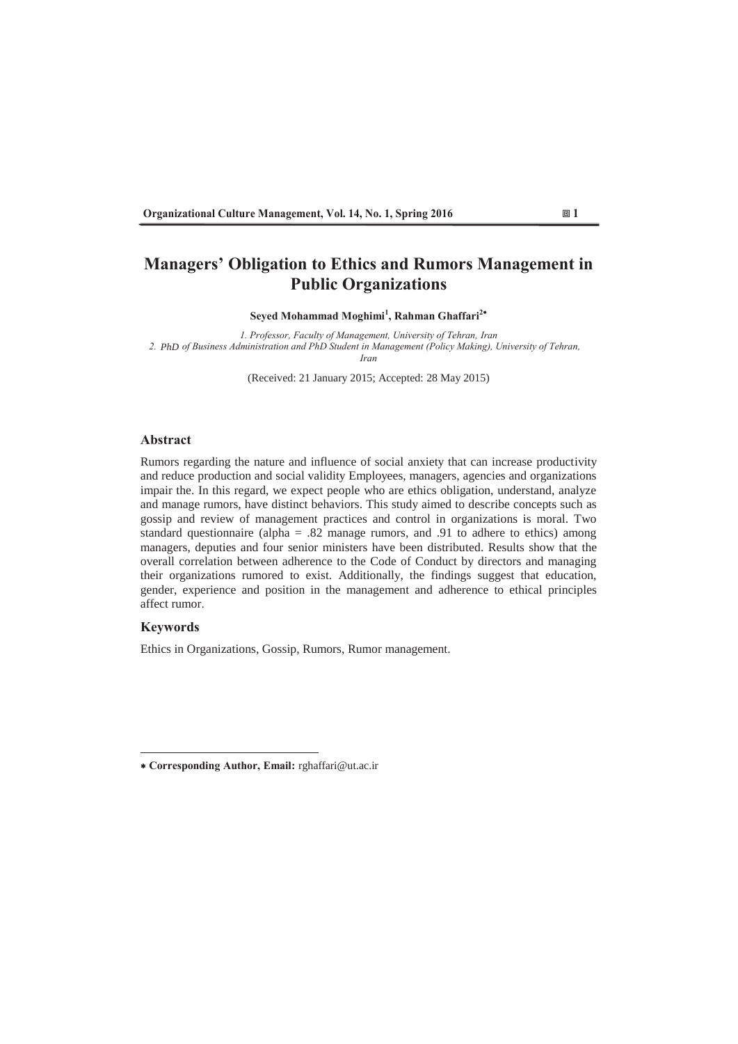# Managers' Obligation to Ethics and Rumors Management in Public Organizations

**Seyed Mohammad Moghimi[1], Rahman Ghaffari[2*]**

*1. Professor, Faculty of Management, University of Tehran, Iran*
*2. PhD of Business Administration and PhD Student in Management (Policy Making), University of Tehran, Iran*

(Received: 21 January 2015; Accepted: 28 May 2015)

## Abstract

Rumors regarding the nature and influence of social anxiety that can increase productivity and reduce production and social validity Employees, managers, agencies and organizations impair the. In this regard, we expect people who are ethics obligation, understand, analyze and manage rumors, have distinct behaviors. This study aimed to describe concepts such as gossip and review of management practices and control in organizations is moral. Two standard questionnaire (alpha = .82 manage rumors, and .91 to adhere to ethics) among managers, deputies and four senior ministers have been distributed. Results show that the overall correlation between adherence to the Code of Conduct by directors and managing their organizations rumored to exist. Additionally, the findings suggest that education, gender, experience and position in the management and adherence to ethical principles affect rumor.

## Keywords

Ethics in Organizations, Gossip, Rumors, Rumor management.

---

* **Corresponding Author, Email:** rghaffari@ut.ac.ir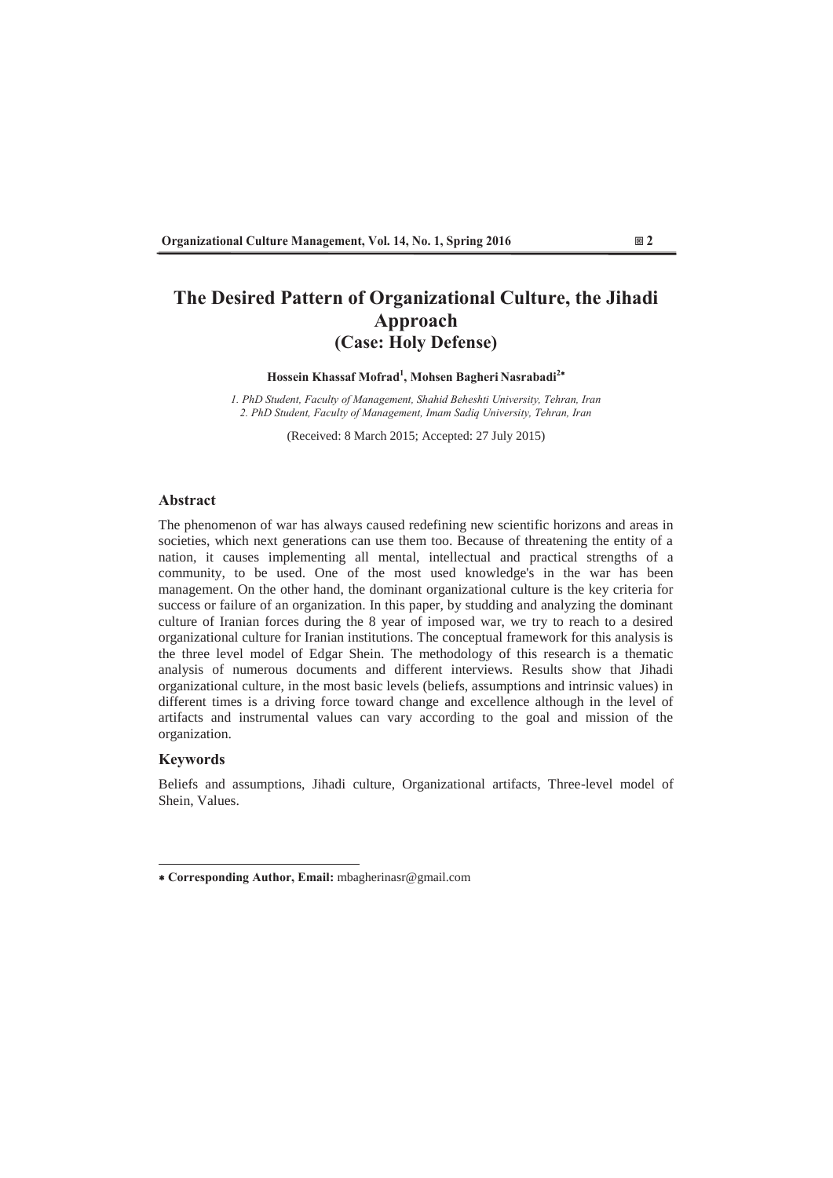# The Desired Pattern of Organizational Culture, the Jihadi Approach
## (Case: Holy Defense)

**Hossein Khassaf Mofrad[1], Mohsen Bagheri Nasrabadi[2*]**

*1. PhD Student, Faculty of Management, Shahid Beheshti University, Tehran, Iran*
*2. PhD Student, Faculty of Management, Imam Sadiq University, Tehran, Iran*

(Received: 8 March 2015; Accepted: 27 July 2015)

### Abstract

The phenomenon of war has always caused redefining new scientific horizons and areas in societies, which next generations can use them too. Because of threatening the entity of a nation, it causes implementing all mental, intellectual and practical strengths of a community, to be used. One of the most used knowledge's in the war has been management. On the other hand, the dominant organizational culture is the key criteria for success or failure of an organization. In this paper, by studding and analyzing the dominant culture of Iranian forces during the 8 year of imposed war, we try to reach to a desired organizational culture for Iranian institutions. The conceptual framework for this analysis is the three level model of Edgar Shein. The methodology of this research is a thematic analysis of numerous documents and different interviews. Results show that Jihadi organizational culture, in the most basic levels (beliefs, assumptions and intrinsic values) in different times is a driving force toward change and excellence although in the level of artifacts and instrumental values can vary according to the goal and mission of the organization.

### Keywords

Beliefs and assumptions, Jihadi culture, Organizational artifacts, Three-level model of Shein, Values.

---

\* **Corresponding Author, Email:** mbagherinasr@gmail.com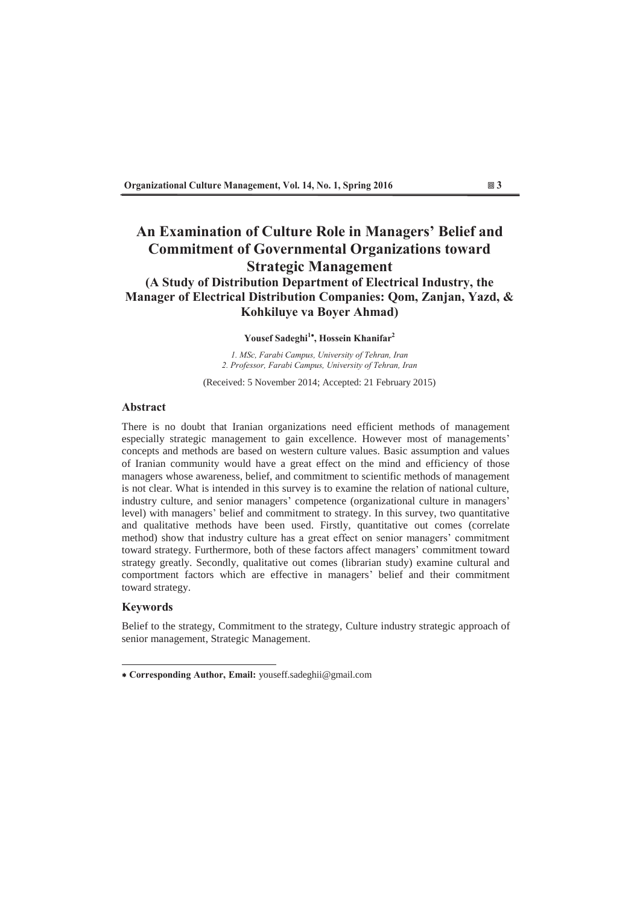# An Examination of Culture Role in Managers' Belief and Commitment of Governmental Organizations toward Strategic Management

## (A Study of Distribution Department of Electrical Industry, the Manager of Electrical Distribution Companies: Qom, Zanjan, Yazd, & Kohkiluye va Boyer Ahmad)

**Yousef Sadeghi[1*], Hossein Khanifar[2]**

*1. MSc, Farabi Campus, University of Tehran, Iran*
*2. Professor, Farabi Campus, University of Tehran, Iran*

(Received: 5 November 2014; Accepted: 21 February 2015)

### Abstract

There is no doubt that Iranian organizations need efficient methods of management especially strategic management to gain excellence. However most of managements' concepts and methods are based on western culture values. Basic assumption and values of Iranian community would have a great effect on the mind and efficiency of those managers whose awareness, belief, and commitment to scientific methods of management is not clear. What is intended in this survey is to examine the relation of national culture, industry culture, and senior managers' competence (organizational culture in managers' level) with managers' belief and commitment to strategy. In this survey, two quantitative and qualitative methods have been used. Firstly, quantitative out comes (correlate method) show that industry culture has a great effect on senior managers' commitment toward strategy. Furthermore, both of these factors affect managers' commitment toward strategy greatly. Secondly, qualitative out comes (librarian study) examine cultural and comportment factors which are effective in managers' belief and their commitment toward strategy.

### Keywords

Belief to the strategy, Commitment to the strategy, Culture industry strategic approach of senior management, Strategic Management.

---

\* **Corresponding Author, Email:** youseff.sadeghii@gmail.com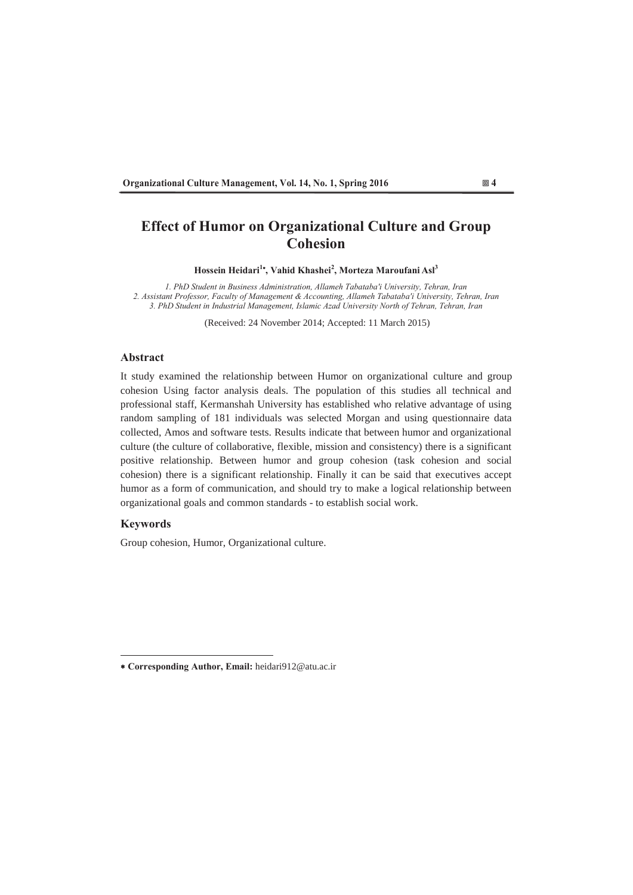# Effect of Humor on Organizational Culture and Group Cohesion

**Hossein Heidari[1*], Vahid Khashei[2], Morteza Maroufani Asl[3]**

*1. PhD Student in Business Administration, Allameh Tabataba'i University, Tehran, Iran*
*2. Assistant Professor, Faculty of Management & Accounting, Allameh Tabataba'i University, Tehran, Iran*
*3. PhD Student in Industrial Management, Islamic Azad University North of Tehran, Tehran, Iran*

(Received: 24 November 2014; Accepted: 11 March 2015)

## Abstract

It study examined the relationship between Humor on organizational culture and group cohesion Using factor analysis deals. The population of this studies all technical and professional staff, Kermanshah University has established who relative advantage of using random sampling of 181 individuals was selected Morgan and using questionnaire data collected, Amos and software tests. Results indicate that between humor and organizational culture (the culture of collaborative, flexible, mission and consistency) there is a significant positive relationship. Between humor and group cohesion (task cohesion and social cohesion) there is a significant relationship. Finally it can be said that executives accept humor as a form of communication, and should try to make a logical relationship between organizational goals and common standards - to establish social work.

## Keywords

Group cohesion, Humor, Organizational culture.

---

* **Corresponding Author, Email:** heidari912@atu.ac.ir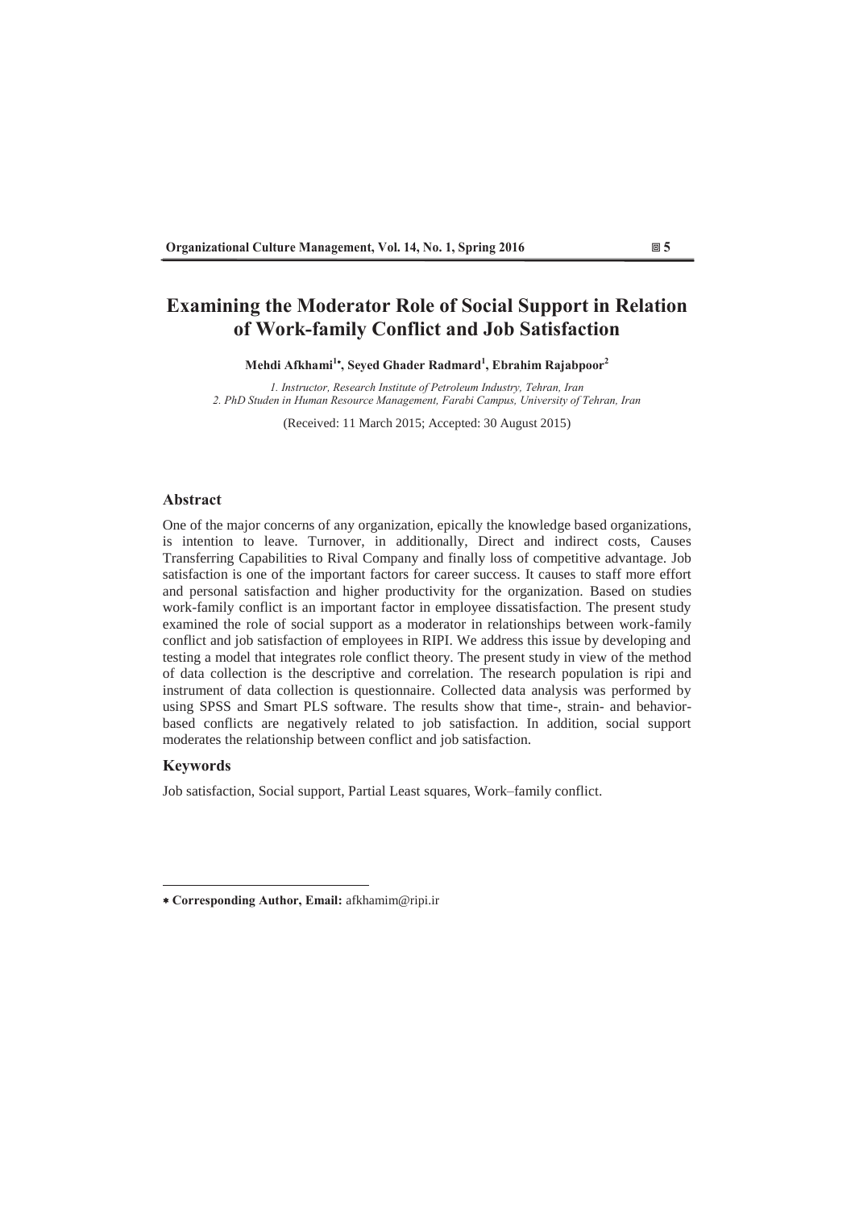# Examining the Moderator Role of Social Support in Relation of Work-family Conflict and Job Satisfaction

**Mehdi Afkhami[1*], Seyed Ghader Radmard[1], Ebrahim Rajabpoor[2]**

*1. Instructor, Research Institute of Petroleum Industry, Tehran, Iran*
*2. PhD Studen in Human Resource Management, Farabi Campus, University of Tehran, Iran*

(Received: 11 March 2015; Accepted: 30 August 2015)

## Abstract

One of the major concerns of any organization, epically the knowledge based organizations, is intention to leave. Turnover, in additionally, Direct and indirect costs, Causes Transferring Capabilities to Rival Company and finally loss of competitive advantage. Job satisfaction is one of the important factors for career success. It causes to staff more effort and personal satisfaction and higher productivity for the organization. Based on studies work-family conflict is an important factor in employee dissatisfaction. The present study examined the role of social support as a moderator in relationships between work-family conflict and job satisfaction of employees in RIPI. We address this issue by developing and testing a model that integrates role conflict theory. The present study in view of the method of data collection is the descriptive and correlation. The research population is ripi and instrument of data collection is questionnaire. Collected data analysis was performed by using SPSS and Smart PLS software. The results show that time-, strain- and behavior-based conflicts are negatively related to job satisfaction. In addition, social support moderates the relationship between conflict and job satisfaction.

## Keywords

Job satisfaction, Social support, Partial Least squares, Work–family conflict.

---

* **Corresponding Author, Email:** afkhamim@ripi.ir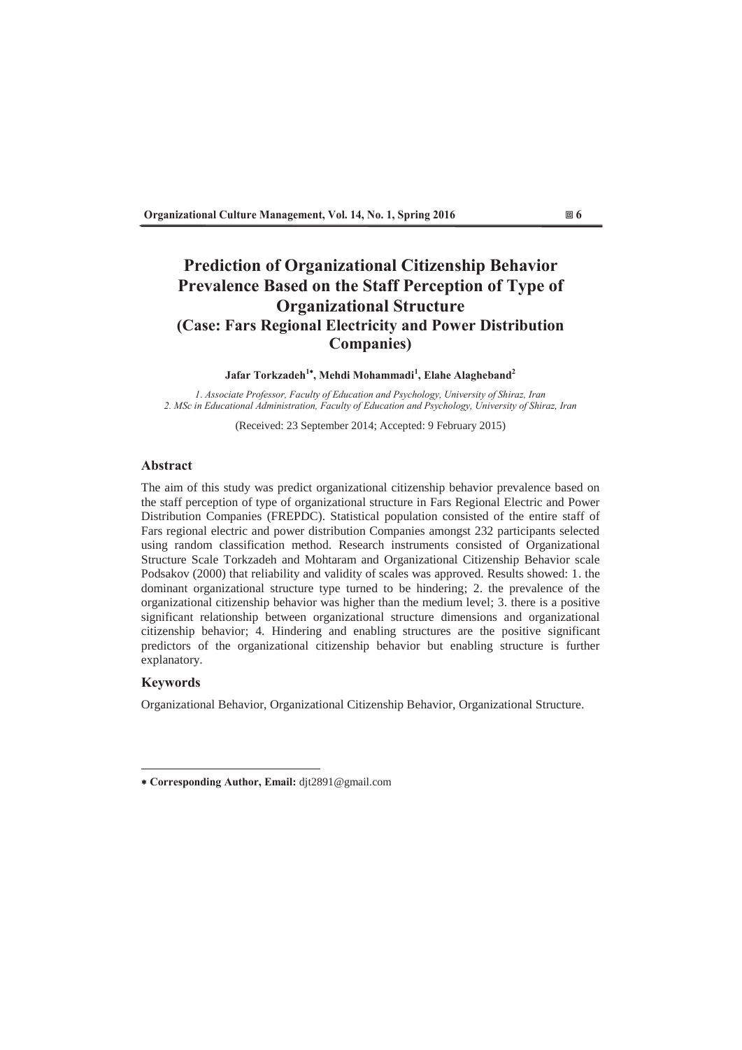# Prediction of Organizational Citizenship Behavior Prevalence Based on the Staff Perception of Type of Organizational Structure
## (Case: Fars Regional Electricity and Power Distribution Companies)

**Jafar Torkzadeh[1*], Mehdi Mohammadi[1], Elahe Alagheband[2]**

*1. Associate Professor, Faculty of Education and Psychology, University of Shiraz, Iran*
*2. MSc in Educational Administration, Faculty of Education and Psychology, University of Shiraz, Iran*

(Received: 23 September 2014; Accepted: 9 February 2015)

### Abstract

The aim of this study was predict organizational citizenship behavior prevalence based on the staff perception of type of organizational structure in Fars Regional Electric and Power Distribution Companies (FREPDC). Statistical population consisted of the entire staff of Fars regional electric and power distribution Companies amongst 232 participants selected using random classification method. Research instruments consisted of Organizational Structure Scale Torkzadeh and Mohtaram and Organizational Citizenship Behavior scale Podsakov (2000) that reliability and validity of scales was approved. Results showed: 1. the dominant organizational structure type turned to be hindering; 2. the prevalence of the organizational citizenship behavior was higher than the medium level; 3. there is a positive significant relationship between organizational structure dimensions and organizational citizenship behavior; 4. Hindering and enabling structures are the positive significant predictors of the organizational citizenship behavior but enabling structure is further explanatory.

### Keywords

Organizational Behavior, Organizational Citizenship Behavior, Organizational Structure.

---

* **Corresponding Author, Email:** djt2891@gmail.com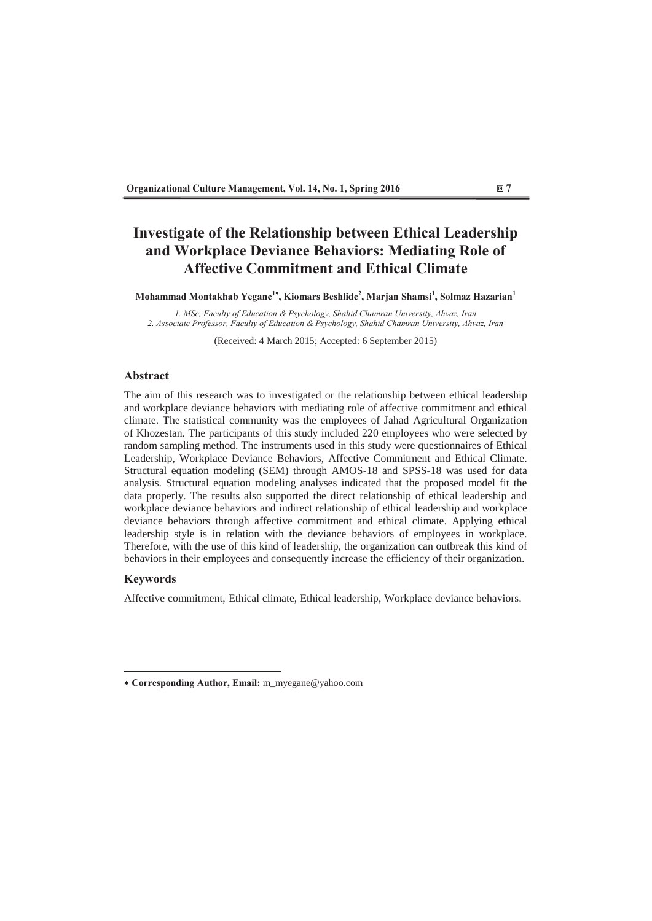# Investigate of the Relationship between Ethical Leadership and Workplace Deviance Behaviors: Mediating Role of Affective Commitment and Ethical Climate

**Mohammad Montakhab Yegane[1*], Kiomars Beshlide[2], Marjan Shamsi[1], Solmaz Hazarian[1]**

*1. MSc, Faculty of Education & Psychology, Shahid Chamran University, Ahvaz, Iran*
*2. Associate Professor, Faculty of Education & Psychology, Shahid Chamran University, Ahvaz, Iran*

(Received: 4 March 2015; Accepted: 6 September 2015)

## Abstract

The aim of this research was to investigated or the relationship between ethical leadership and workplace deviance behaviors with mediating role of affective commitment and ethical climate. The statistical community was the employees of Jahad Agricultural Organization of Khozestan. The participants of this study included 220 employees who were selected by random sampling method. The instruments used in this study were questionnaires of Ethical Leadership, Workplace Deviance Behaviors, Affective Commitment and Ethical Climate. Structural equation modeling (SEM) through AMOS-18 and SPSS-18 was used for data analysis. Structural equation modeling analyses indicated that the proposed model fit the data properly. The results also supported the direct relationship of ethical leadership and workplace deviance behaviors and indirect relationship of ethical leadership and workplace deviance behaviors through affective commitment and ethical climate. Applying ethical leadership style is in relation with the deviance behaviors of employees in workplace. Therefore, with the use of this kind of leadership, the organization can outbreak this kind of behaviors in their employees and consequently increase the efficiency of their organization.

## Keywords

Affective commitment, Ethical climate, Ethical leadership, Workplace deviance behaviors.

---

* **Corresponding Author, Email:** m_myegane@yahoo.com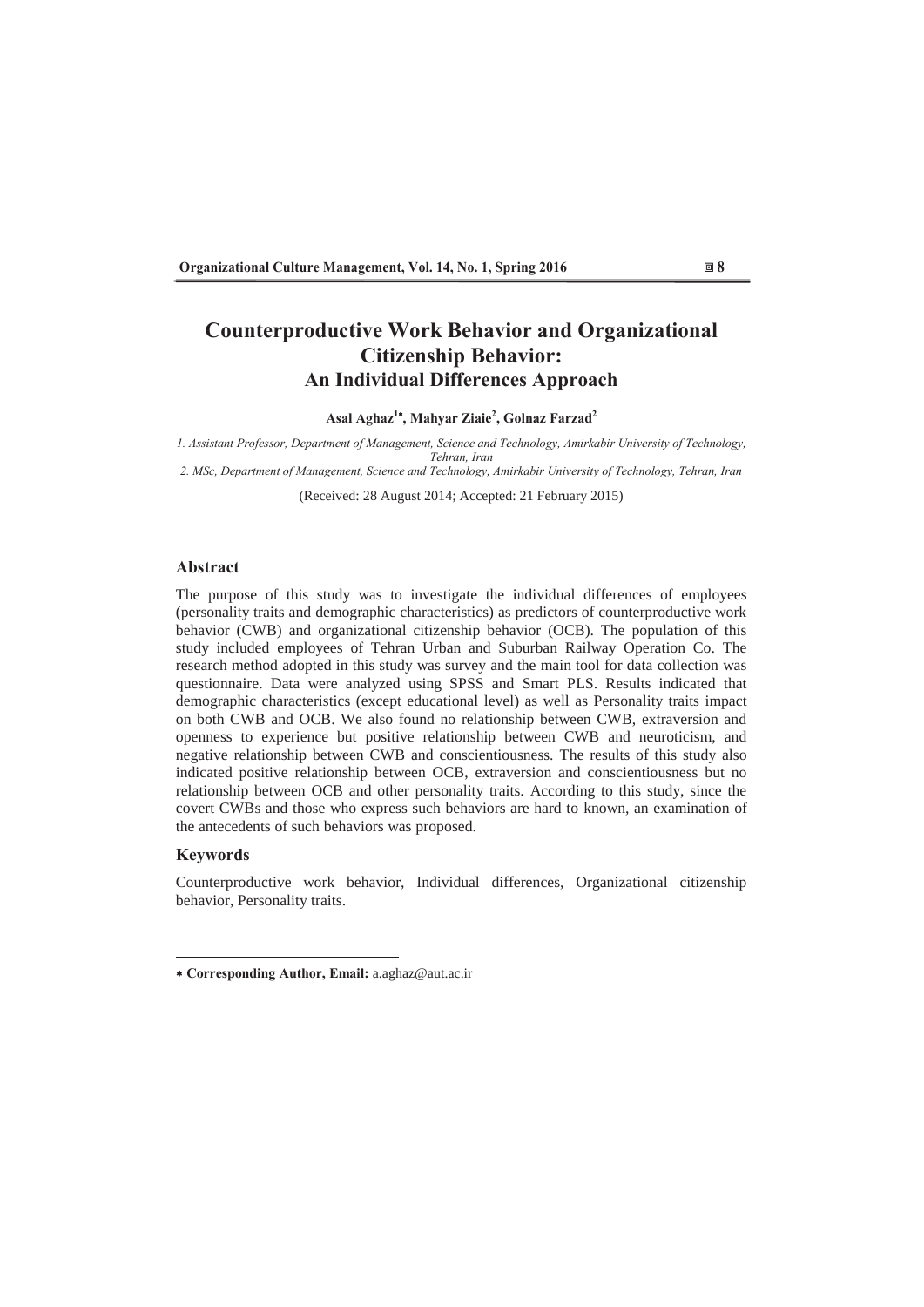# Counterproductive Work Behavior and Organizational Citizenship Behavior: An Individual Differences Approach

**Asal Aghaz[1*], Mahyar Ziaie[2], Golnaz Farzad[2]**

*1. Assistant Professor, Department of Management, Science and Technology, Amirkabir University of Technology, Tehran, Iran*

*2. MSc, Department of Management, Science and Technology, Amirkabir University of Technology, Tehran, Iran*

(Received: 28 August 2014; Accepted: 21 February 2015)

## Abstract

The purpose of this study was to investigate the individual differences of employees (personality traits and demographic characteristics) as predictors of counterproductive work behavior (CWB) and organizational citizenship behavior (OCB). The population of this study included employees of Tehran Urban and Suburban Railway Operation Co. The research method adopted in this study was survey and the main tool for data collection was questionnaire. Data were analyzed using SPSS and Smart PLS. Results indicated that demographic characteristics (except educational level) as well as Personality traits impact on both CWB and OCB. We also found no relationship between CWB, extraversion and openness to experience but positive relationship between CWB and neuroticism, and negative relationship between CWB and conscientiousness. The results of this study also indicated positive relationship between OCB, extraversion and conscientiousness but no relationship between OCB and other personality traits. According to this study, since the covert CWBs and those who express such behaviors are hard to known, an examination of the antecedents of such behaviors was proposed.

## Keywords

Counterproductive work behavior, Individual differences, Organizational citizenship behavior, Personality traits.

---

* **Corresponding Author, Email:** a.aghaz@aut.ac.ir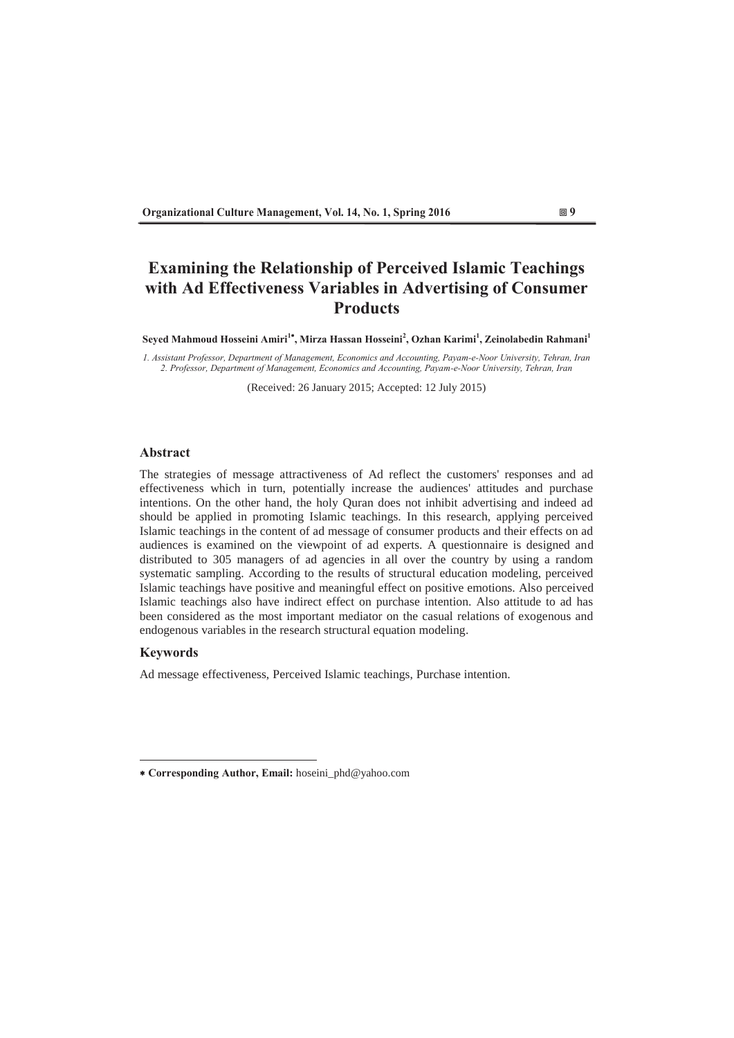# Examining the Relationship of Perceived Islamic Teachings with Ad Effectiveness Variables in Advertising of Consumer Products

**Seyed Mahmoud Hosseini Amiri[1*], Mirza Hassan Hosseini[2], Ozhan Karimi[1], Zeinolabedin Rahmani[1]**

*1. Assistant Professor, Department of Management, Economics and Accounting, Payam-e-Noor University, Tehran, Iran*
*2. Professor, Department of Management, Economics and Accounting, Payam-e-Noor University, Tehran, Iran*

(Received: 26 January 2015; Accepted: 12 July 2015)

## Abstract

The strategies of message attractiveness of Ad reflect the customers' responses and ad effectiveness which in turn, potentially increase the audiences' attitudes and purchase intentions. On the other hand, the holy Quran does not inhibit advertising and indeed ad should be applied in promoting Islamic teachings. In this research, applying perceived Islamic teachings in the content of ad message of consumer products and their effects on ad audiences is examined on the viewpoint of ad experts. A questionnaire is designed and distributed to 305 managers of ad agencies in all over the country by using a random systematic sampling. According to the results of structural education modeling, perceived Islamic teachings have positive and meaningful effect on positive emotions. Also perceived Islamic teachings also have indirect effect on purchase intention. Also attitude to ad has been considered as the most important mediator on the casual relations of exogenous and endogenous variables in the research structural equation modeling.

## Keywords

Ad message effectiveness, Perceived Islamic teachings, Purchase intention.

---

* **Corresponding Author, Email:** hoseini_phd@yahoo.com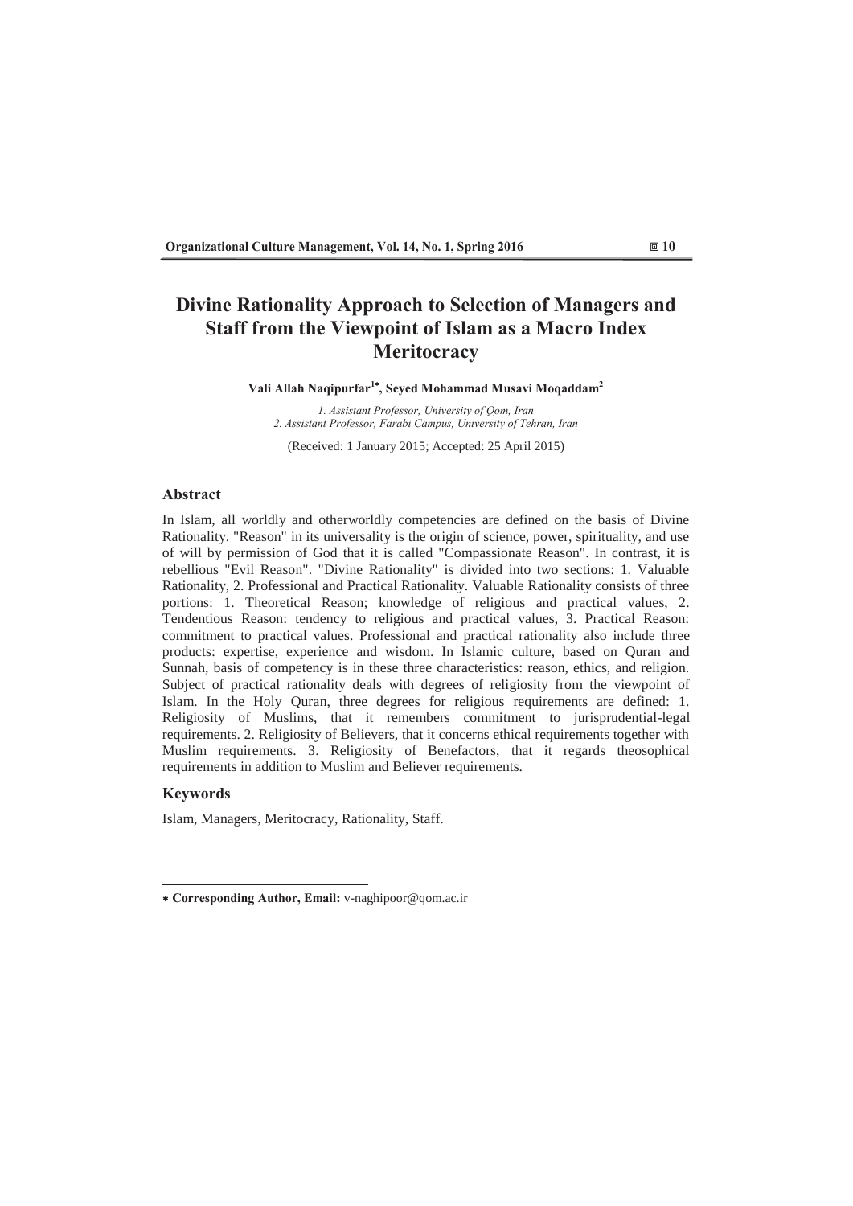# Divine Rationality Approach to Selection of Managers and Staff from the Viewpoint of Islam as a Macro Index Meritocracy

**Vali Allah Naqipurfar[1*], Seyed Mohammad Musavi Moqaddam[2]**

*1. Assistant Professor, University of Qom, Iran*
*2. Assistant Professor, Farabi Campus, University of Tehran, Iran*

(Received: 1 January 2015; Accepted: 25 April 2015)

## Abstract

In Islam, all worldly and otherworldly competencies are defined on the basis of Divine Rationality. "Reason" in its universality is the origin of science, power, spirituality, and use of will by permission of God that it is called "Compassionate Reason". In contrast, it is rebellious "Evil Reason". "Divine Rationality" is divided into two sections: 1. Valuable Rationality, 2. Professional and Practical Rationality. Valuable Rationality consists of three portions: 1. Theoretical Reason; knowledge of religious and practical values, 2. Tendentious Reason: tendency to religious and practical values, 3. Practical Reason: commitment to practical values. Professional and practical rationality also include three products: expertise, experience and wisdom. In Islamic culture, based on Quran and Sunnah, basis of competency is in these three characteristics: reason, ethics, and religion. Subject of practical rationality deals with degrees of religiosity from the viewpoint of Islam. In the Holy Quran, three degrees for religious requirements are defined: 1. Religiosity of Muslims, that it remembers commitment to jurisprudential-legal requirements. 2. Religiosity of Believers, that it concerns ethical requirements together with Muslim requirements. 3. Religiosity of Benefactors, that it regards theosophical requirements in addition to Muslim and Believer requirements.

## Keywords

Islam, Managers, Meritocracy, Rationality, Staff.

---

* **Corresponding Author, Email:** v-naghipoor@qom.ac.ir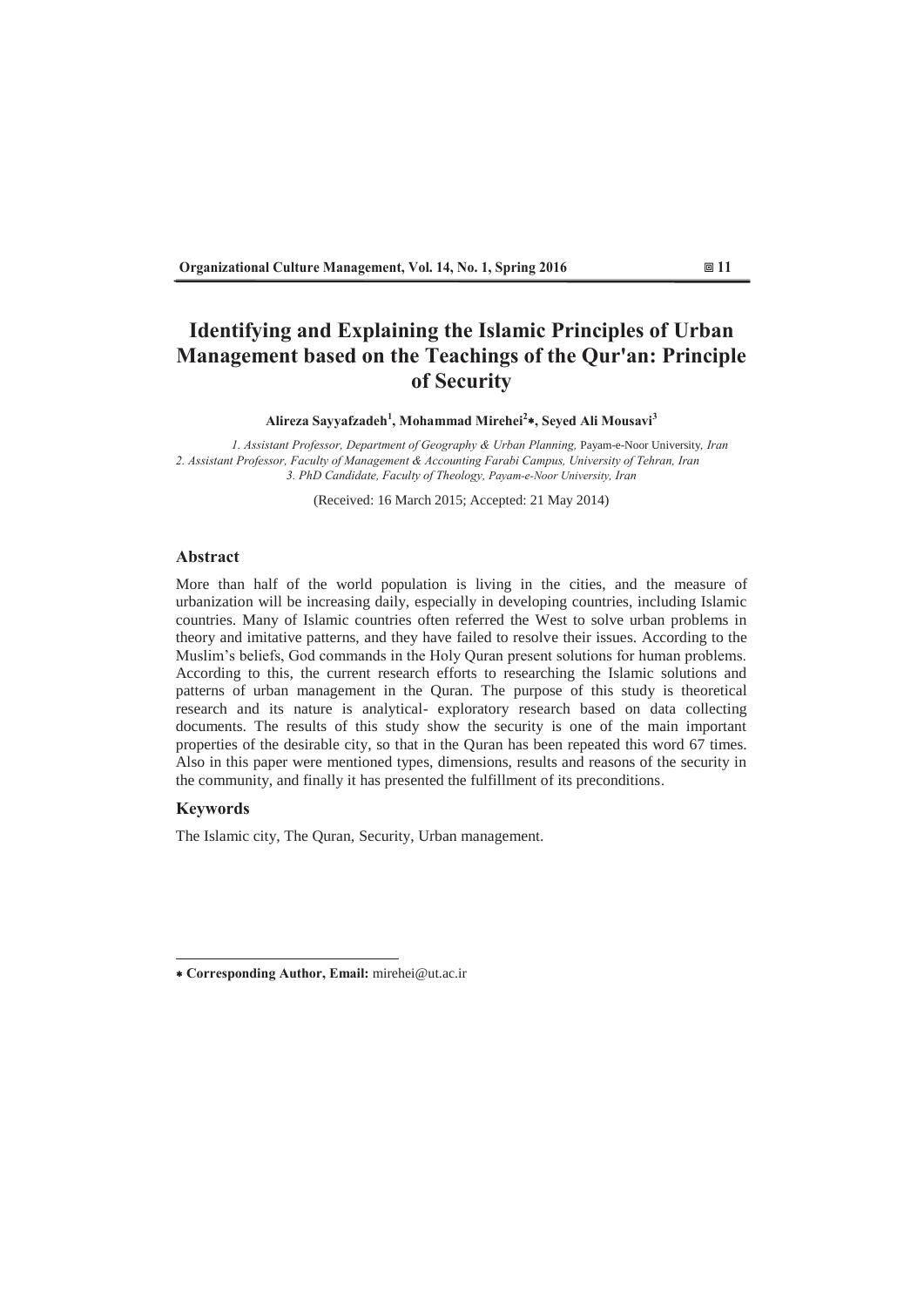# Identifying and Explaining the Islamic Principles of Urban Management based on the Teachings of the Qur'an: Principle of Security

**Alireza Sayyafzadeh[1], Mohammad Mirehei[2]\*, Seyed Ali Mousavi[3]**

*1. Assistant Professor, Department of Geography & Urban Planning,* Payam-e-Noor University*, Iran*
*2. Assistant Professor, Faculty of Management & Accounting Farabi Campus, University of Tehran, Iran*
*3. PhD Candidate, Faculty of Theology, Payam-e-Noor University, Iran*

(Received: 16 March 2015; Accepted: 21 May 2014)

## Abstract

More than half of the world population is living in the cities, and the measure of urbanization will be increasing daily, especially in developing countries, including Islamic countries. Many of Islamic countries often referred the West to solve urban problems in theory and imitative patterns, and they have failed to resolve their issues. According to the Muslim's beliefs, God commands in the Holy Quran present solutions for human problems. According to this, the current research efforts to researching the Islamic solutions and patterns of urban management in the Quran. The purpose of this study is theoretical research and its nature is analytical- exploratory research based on data collecting documents. The results of this study show the security is one of the main important properties of the desirable city, so that in the Quran has been repeated this word 67 times. Also in this paper were mentioned types, dimensions, results and reasons of the security in the community, and finally it has presented the fulfillment of its preconditions.

## Keywords

The Islamic city, The Quran, Security, Urban management.

---

\* **Corresponding Author, Email:** mirehei@ut.ac.ir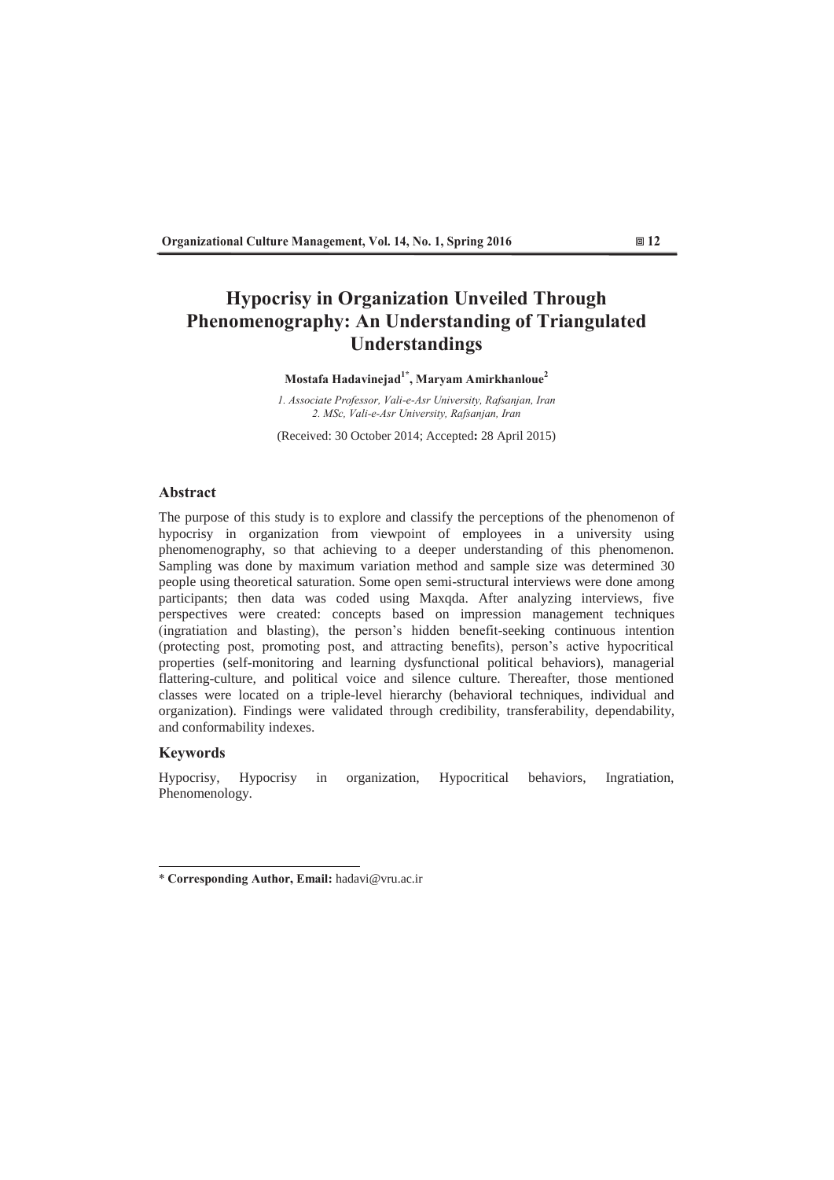# Hypocrisy in Organization Unveiled Through Phenomenography: An Understanding of Triangulated Understandings

**Mostafa Hadavinejad[1*], Maryam Amirkhanloue[2]**

*1. Associate Professor, Vali-e-Asr University, Rafsanjan, Iran*
*2. MSc, Vali-e-Asr University, Rafsanjan, Iran*

(Received: 30 October 2014; Accepted**:** 28 April 2015)

## Abstract

The purpose of this study is to explore and classify the perceptions of the phenomenon of hypocrisy in organization from viewpoint of employees in a university using phenomenography, so that achieving to a deeper understanding of this phenomenon. Sampling was done by maximum variation method and sample size was determined 30 people using theoretical saturation. Some open semi-structural interviews were done among participants; then data was coded using Maxqda. After analyzing interviews, five perspectives were created: concepts based on impression management techniques (ingratiation and blasting), the person's hidden benefit-seeking continuous intention (protecting post, promoting post, and attracting benefits), person's active hypocritical properties (self-monitoring and learning dysfunctional political behaviors), managerial flattering-culture, and political voice and silence culture. Thereafter, those mentioned classes were located on a triple-level hierarchy (behavioral techniques, individual and organization). Findings were validated through credibility, transferability, dependability, and conformability indexes.

## Keywords

Hypocrisy, Hypocrisy in organization, Hypocritical behaviors, Ingratiation, Phenomenology.

---

\* **Corresponding Author, Email:** hadavi@vru.ac.ir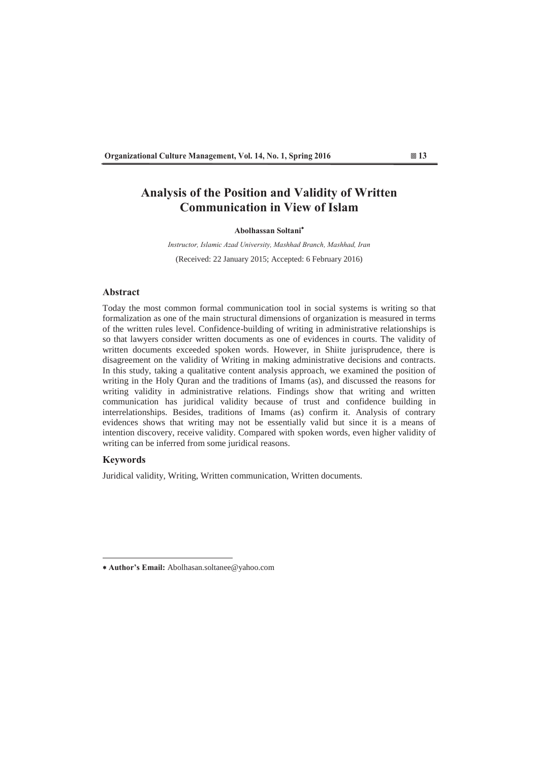# Analysis of the Position and Validity of Written Communication in View of Islam

**Abolhassan Soltani**[*]

*Instructor, Islamic Azad University, Mashhad Branch, Mashhad, Iran*

(Received: 22 January 2015; Accepted: 6 February 2016)

## Abstract

Today the most common formal communication tool in social systems is writing so that formalization as one of the main structural dimensions of organization is measured in terms of the written rules level. Confidence-building of writing in administrative relationships is so that lawyers consider written documents as one of evidences in courts. The validity of written documents exceeded spoken words. However, in Shiite jurisprudence, there is disagreement on the validity of Writing in making administrative decisions and contracts. In this study, taking a qualitative content analysis approach, we examined the position of writing in the Holy Quran and the traditions of Imams (as), and discussed the reasons for writing validity in administrative relations. Findings show that writing and written communication has juridical validity because of trust and confidence building in interrelationships. Besides, traditions of Imams (as) confirm it. Analysis of contrary evidences shows that writing may not be essentially valid but since it is a means of intention discovery, receive validity. Compared with spoken words, even higher validity of writing can be inferred from some juridical reasons.

## Keywords

Juridical validity, Writing, Written communication, Written documents.

---

[*] **Author's Email:** Abolhasan.soltanee@yahoo.com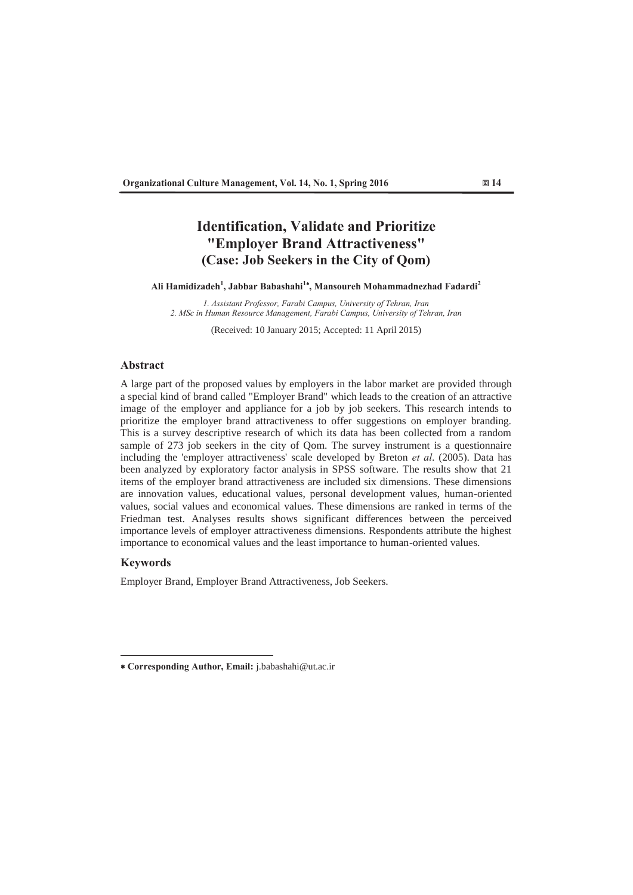# Identification, Validate and Prioritize "Employer Brand Attractiveness" (Case: Job Seekers in the City of Qom)

**Ali Hamidizadeh[1], Jabbar Babashahi[1*], Mansoureh Mohammadnezhad Fadardi[2]**

*1. Assistant Professor, Farabi Campus, University of Tehran, Iran*
*2. MSc in Human Resource Management, Farabi Campus, University of Tehran, Iran*

(Received: 10 January 2015; Accepted: 11 April 2015)

## Abstract

A large part of the proposed values by employers in the labor market are provided through a special kind of brand called "Employer Brand" which leads to the creation of an attractive image of the employer and appliance for a job by job seekers. This research intends to prioritize the employer brand attractiveness to offer suggestions on employer branding. This is a survey descriptive research of which its data has been collected from a random sample of 273 job seekers in the city of Qom. The survey instrument is a questionnaire including the 'employer attractiveness' scale developed by Breton *et al*. (2005). Data has been analyzed by exploratory factor analysis in SPSS software. The results show that 21 items of the employer brand attractiveness are included six dimensions. These dimensions are innovation values, educational values, personal development values, human-oriented values, social values and economical values. These dimensions are ranked in terms of the Friedman test. Analyses results shows significant differences between the perceived importance levels of employer attractiveness dimensions. Respondents attribute the highest importance to economical values and the least importance to human-oriented values.

## Keywords

Employer Brand, Employer Brand Attractiveness, Job Seekers.

---

* **Corresponding Author, Email:** j.babashahi@ut.ac.ir